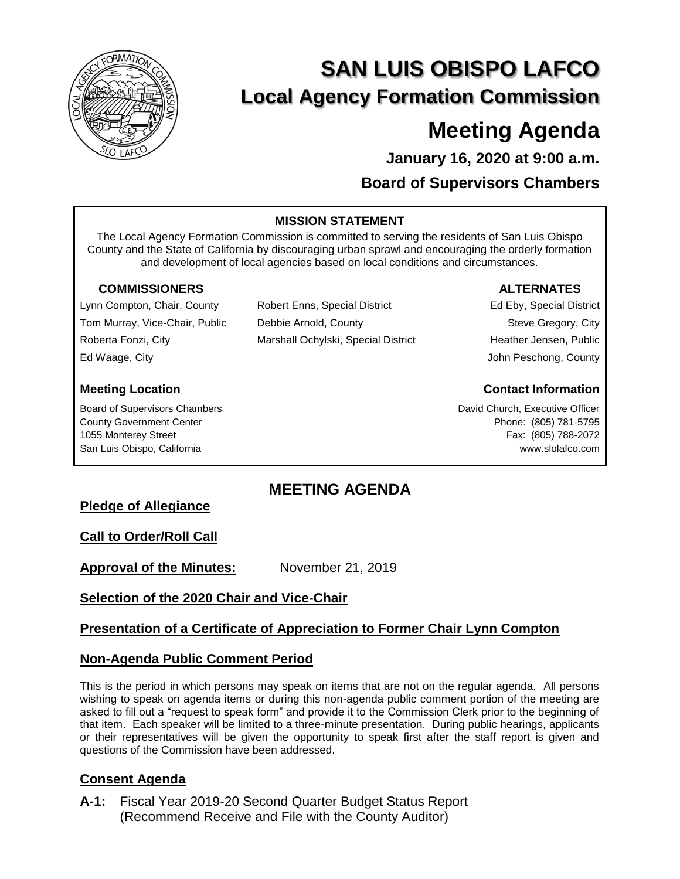# SAN LUIS OBISPO LAFCO

## Local Agency Formation Commission

# Meeting Agenda

**January 16, 2020 at 9:00 a.m.**

**Board of Supervisors Chambers**

**MISSION STATEMENT**

The Local Agency Formation Commission is committed to serving the residents of San Luis Obispo County and the State of California by discouraging urban sprawl and encouraging the orderly formation and development of local agencies based on local conditions and circumstances.

**COMMISSIONERS**

Lynn Compton, Chair, County
Tom Murray, Vice-Chair, Public
Roberta Fonzi, City
Ed Waage, City
Robert Enns, Special District
Debbie Arnold, County
Marshall Ochylski, Special District

**ALTERNATES**

Ed Eby, Special District
Steve Gregory, City
Heather Jensen, Public
John Peschong, County

**Meeting Location**

Board of Supervisors Chambers
County Government Center
1055 Monterey Street
San Luis Obispo, California

**Contact Information**

David Church, Executive Officer
Phone: (805) 781-5795
Fax: (805) 788-2072
www.slolafco.com

## MEETING AGENDA

**Pledge of Allegiance**

**Call to Order/Roll Call**

**Approval of the Minutes:** November 21, 2019

**Selection of the 2020 Chair and Vice-Chair**

**Presentation of a Certificate of Appreciation to Former Chair Lynn Compton**

**Non-Agenda Public Comment Period**

This is the period in which persons may speak on items that are not on the regular agenda. All persons wishing to speak on agenda items or during this non-agenda public comment portion of the meeting are asked to fill out a "request to speak form" and provide it to the Commission Clerk prior to the beginning of that item. Each speaker will be limited to a three-minute presentation. During public hearings, applicants or their representatives will be given the opportunity to speak first after the staff report is given and questions of the Commission have been addressed.

**Consent Agenda**

**A-1:** Fiscal Year 2019-20 Second Quarter Budget Status Report (Recommend Receive and File with the County Auditor)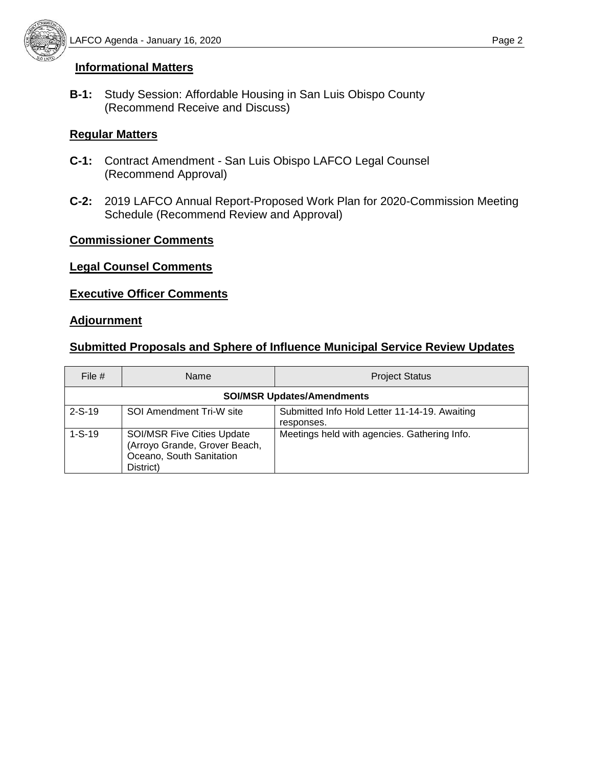## Informational Matters

**B-1:** Study Session: Affordable Housing in San Luis Obispo County (Recommend Receive and Discuss)

## Regular Matters

**C-1:** Contract Amendment - San Luis Obispo LAFCO Legal Counsel (Recommend Approval)

**C-2:** 2019 LAFCO Annual Report-Proposed Work Plan for 2020-Commission Meeting Schedule (Recommend Review and Approval)

## Commissioner Comments

## Legal Counsel Comments

## Executive Officer Comments

## Adjournment

## Submitted Proposals and Sphere of Influence Municipal Service Review Updates

| File # | Name | Project Status |
|---|---|---|
| **SOI/MSR Updates/Amendments** | | |
| 2-S-19 | SOI Amendment Tri-W site | Submitted Info Hold Letter 11-14-19. Awaiting responses. |
| 1-S-19 | SOI/MSR Five Cities Update (Arroyo Grande, Grover Beach, Oceano, South Sanitation District) | Meetings held with agencies. Gathering Info. |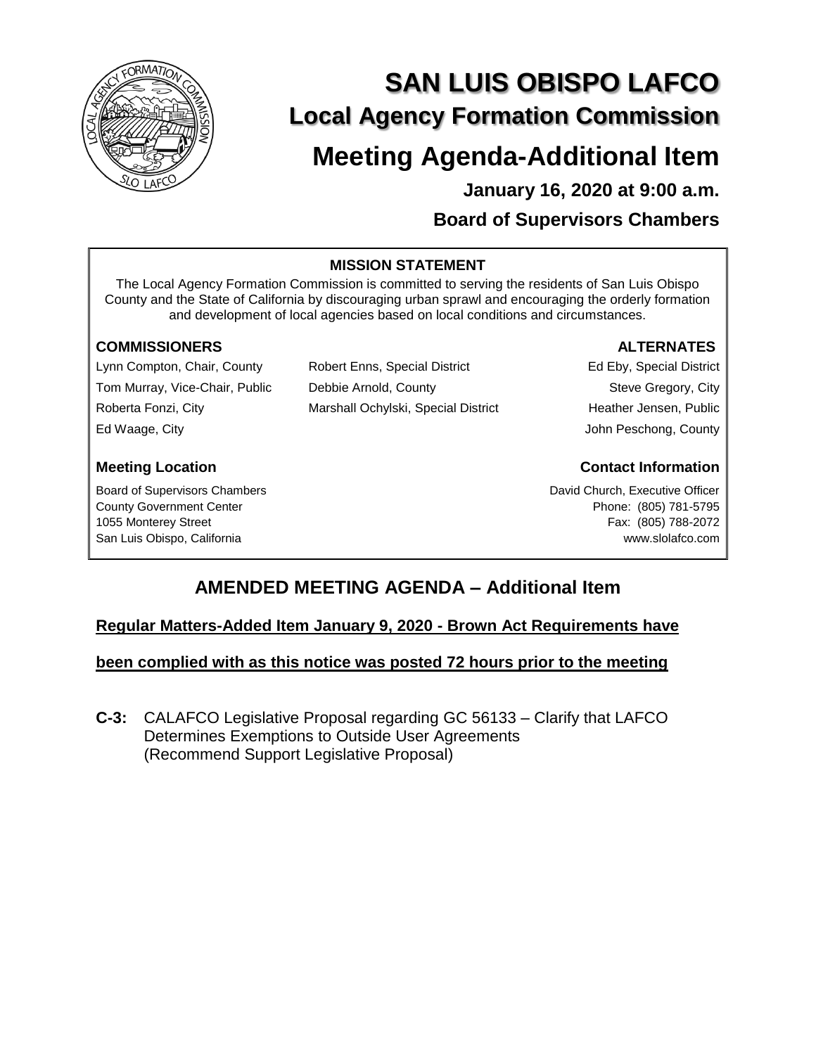# SAN LUIS OBISPO LAFCO

## Local Agency Formation Commission

# Meeting Agenda-Additional Item

**January 16, 2020 at 9:00 a.m.**

**Board of Supervisors Chambers**

### MISSION STATEMENT

The Local Agency Formation Commission is committed to serving the residents of San Luis Obispo County and the State of California by discouraging urban sprawl and encouraging the orderly formation and development of local agencies based on local conditions and circumstances.

### COMMISSIONERS

Lynn Compton, Chair, County
Tom Murray, Vice-Chair, Public
Roberta Fonzi, City
Ed Waage, City
Robert Enns, Special District
Debbie Arnold, County
Marshall Ochylski, Special District

### ALTERNATES

Ed Eby, Special District
Steve Gregory, City
Heather Jensen, Public
John Peschong, County

### Meeting Location

Board of Supervisors Chambers
County Government Center
1055 Monterey Street
San Luis Obispo, California

### Contact Information

David Church, Executive Officer
Phone: (805) 781-5795
Fax: (805) 788-2072
www.slolafco.com

## AMENDED MEETING AGENDA – Additional Item

**Regular Matters-Added Item January 9, 2020 - Brown Act Requirements have been complied with as this notice was posted 72 hours prior to the meeting**

**C-3:** CALAFCO Legislative Proposal regarding GC 56133 – Clarify that LAFCO Determines Exemptions to Outside User Agreements (Recommend Support Legislative Proposal)